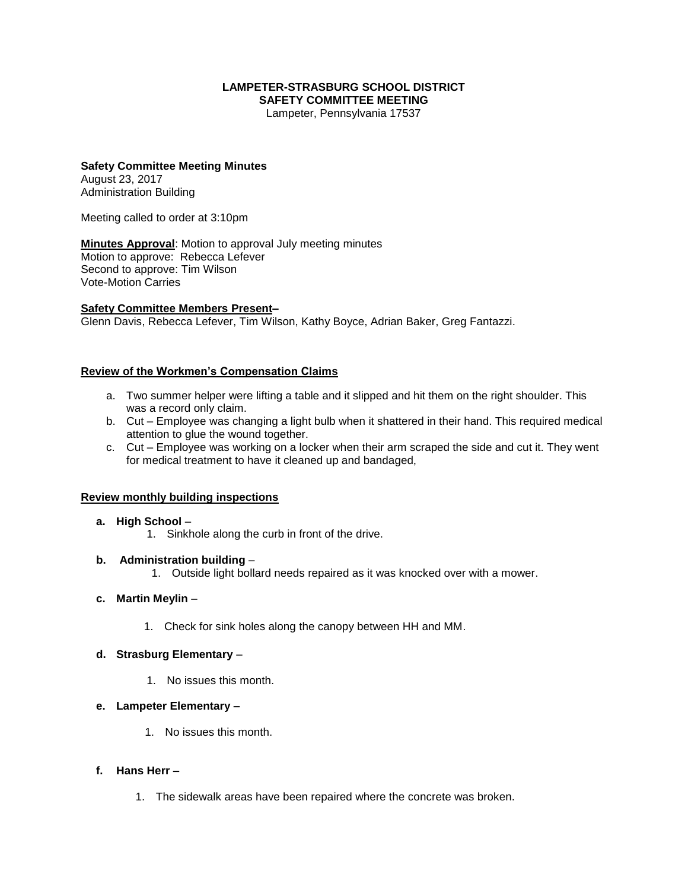**LAMPETER-STRASBURG SCHOOL DISTRICT**
**SAFETY COMMITTEE MEETING**
Lampeter, Pennsylvania 17537

**Safety Committee Meeting Minutes**
August 23, 2017
Administration Building

Meeting called to order at 3:10pm

**Minutes Approval**: Motion to approval July meeting minutes
Motion to approve: Rebecca Lefever
Second to approve: Tim Wilson
Vote-Motion Carries

**Safety Committee Members Present–**
Glenn Davis, Rebecca Lefever, Tim Wilson, Kathy Boyce, Adrian Baker, Greg Fantazzi.

**Review of the Workmen's Compensation Claims**

a. Two summer helper were lifting a table and it slipped and hit them on the right shoulder. This was a record only claim.
b. Cut – Employee was changing a light bulb when it shattered in their hand. This required medical attention to glue the wound together.
c. Cut – Employee was working on a locker when their arm scraped the side and cut it. They went for medical treatment to have it cleaned up and bandaged,

**Review monthly building inspections**

**a. High School** –
   1. Sinkhole along the curb in front of the drive.

**b. Administration building** –
   1. Outside light bollard needs repaired as it was knocked over with a mower.

**c. Martin Meylin** –
   1. Check for sink holes along the canopy between HH and MM.

**d. Strasburg Elementary** –
   1. No issues this month.

**e. Lampeter Elementary –**
   1. No issues this month.

**f. Hans Herr –**
   1. The sidewalk areas have been repaired where the concrete was broken.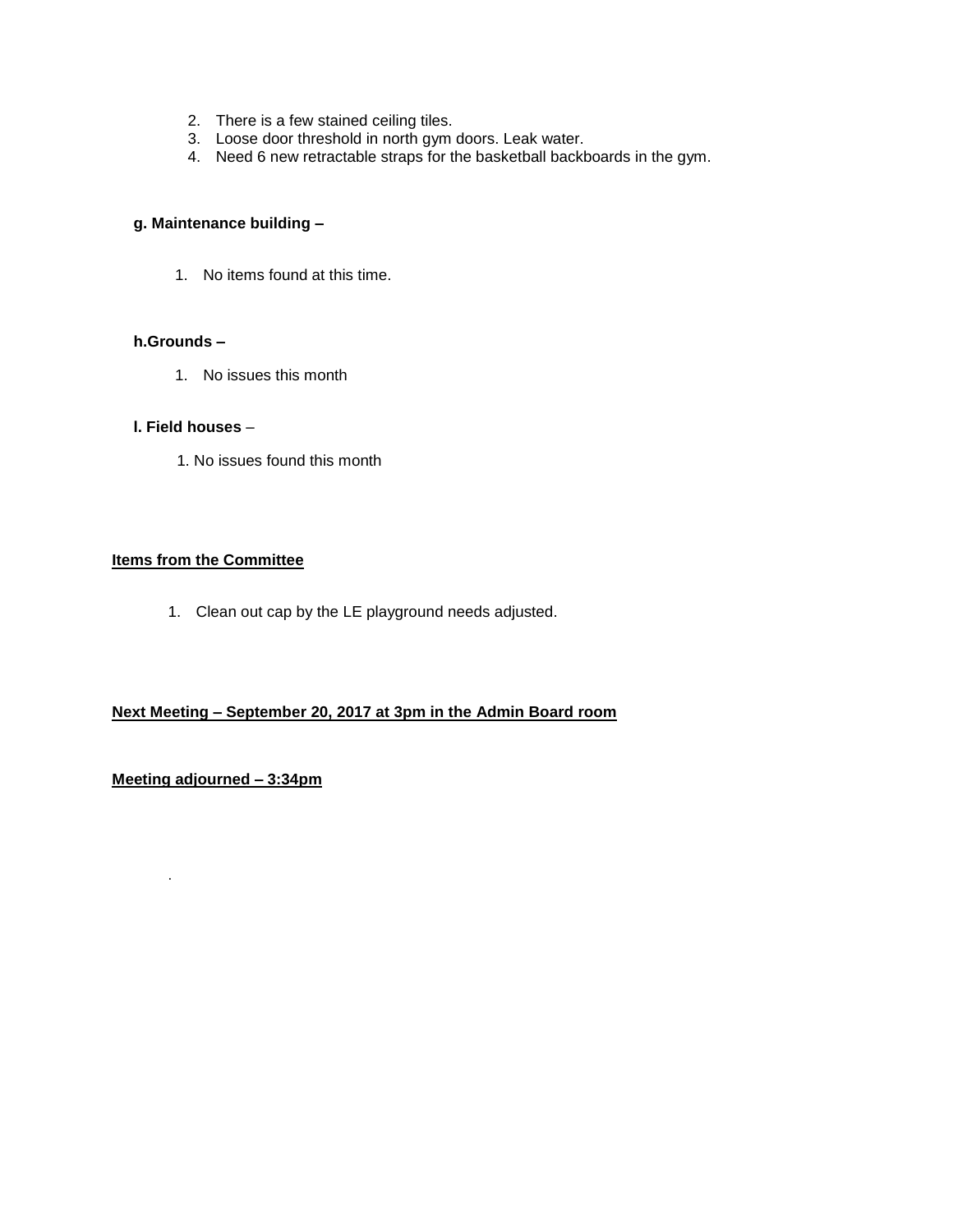2. There is a few stained ceiling tiles.
3. Loose door threshold in north gym doors. Leak water.
4. Need 6 new retractable straps for the basketball backboards in the gym.

**g. Maintenance building –**

1. No items found at this time.

**h.Grounds –**

1. No issues this month

**l. Field houses** –

1. No issues found this month

**Items from the Committee**

1. Clean out cap by the LE playground needs adjusted.

**Next Meeting – September 20, 2017 at 3pm in the Admin Board room**

**Meeting adjourned – 3:34pm**

.